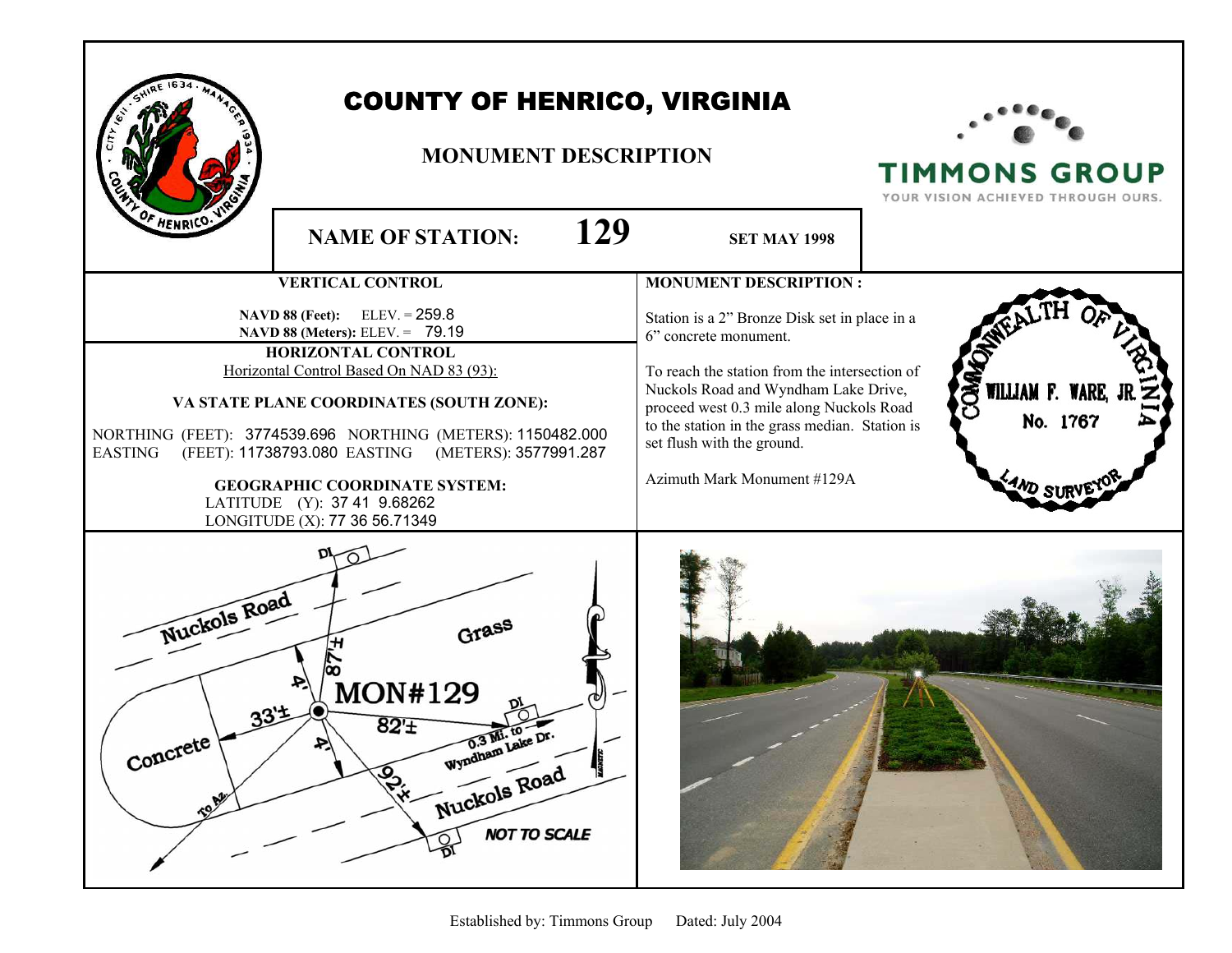# COUNTY OF HENRICO, VIRGINIA

## MONUMENT DESCRIPTION

TIMMONS GROUP
YOUR VISION ACHIEVED THROUGH OURS.

**NAME OF STATION: 129** **SET MAY 1998**

### VERTICAL CONTROL

**NAVD 88 (Feet):** ELEV. = 259.8
**NAVD 88 (Meters):** ELEV. = 79.19

### HORIZONTAL CONTROL

Horizontal Control Based On NAD 83 (93):

**VA STATE PLANE COORDINATES (SOUTH ZONE):**

NORTHING (FEET): 3774539.696 NORTHING (METERS): 1150482.000
EASTING (FEET): 11738793.080 EASTING (METERS): 3577991.287

**GEOGRAPHIC COORDINATE SYSTEM:**

LATITUDE (Y): 37 41 9.68262
LONGITUDE (X): 77 36 56.71349

### MONUMENT DESCRIPTION :

Station is a 2" Bronze Disk set in place in a 6" concrete monument.

To reach the station from the intersection of Nuckols Road and Wyndham Lake Drive, proceed west 0.3 mile along Nuckols Road to the station in the grass median. Station is set flush with the ground.

Azimuth Mark Monument #129A

COMMONWEALTH OF VIRGINIA
WILLIAM F. WARE, JR.
No. 1767
LAND SURVEYOR

Nuckols Road
Grass
DI
87'±
4'
MON#129
33'±
82'±
4'
DI
0.3 Mi. to Wyndham Lake Dr.
Concrete
92'±
Nuckols Road
To Az.
DI
NOT TO SCALE

Established by: Timmons Group Dated: July 2004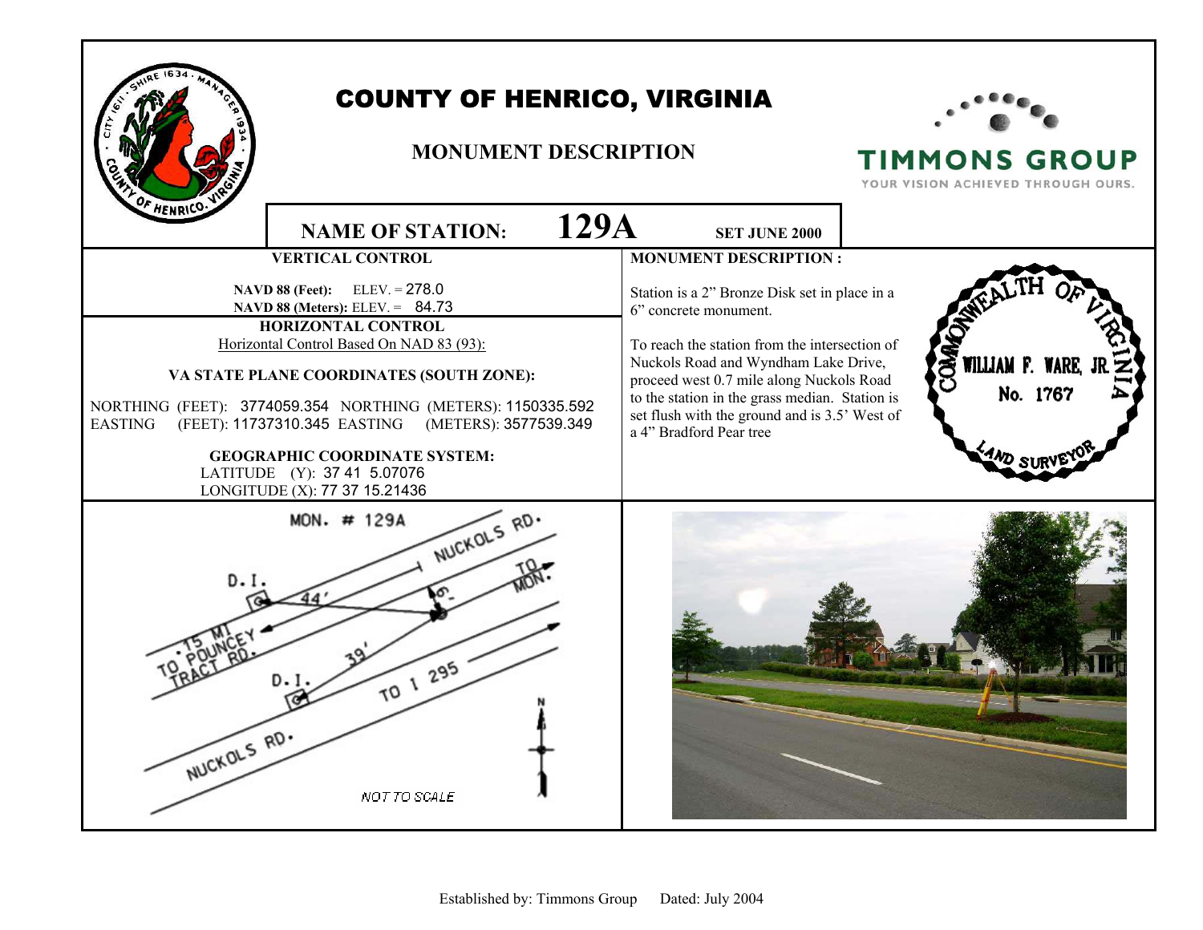# COUNTY OF HENRICO, VIRGINIA

## MONUMENT DESCRIPTION

TIMMONS GROUP
YOUR VISION ACHIEVED THROUGH OURS.

**NAME OF STATION:** **129A** **SET JUNE 2000**

### VERTICAL CONTROL

**NAVD 88 (Feet):** ELEV. = 278.0
**NAVD 88 (Meters):** ELEV. = 84.73

### HORIZONTAL CONTROL

Horizontal Control Based On NAD 83 (93):

**VA STATE PLANE COORDINATES (SOUTH ZONE):**

NORTHING (FEET): 3774059.354 NORTHING (METERS): 1150335.592
EASTING (FEET): 11737310.345 EASTING (METERS): 3577539.349

**GEOGRAPHIC COORDINATE SYSTEM:**

LATITUDE (Y): 37 41 5.07076
LONGITUDE (X): 77 37 15.21436

### MONUMENT DESCRIPTION :

Station is a 2" Bronze Disk set in place in a 6" concrete monument.

To reach the station from the intersection of Nuckols Road and Wyndham Lake Drive, proceed west 0.7 mile along Nuckols Road to the station in the grass median. Station is set flush with the ground and is 3.5' West of a 4" Bradford Pear tree

COMMONWEALTH OF VIRGINIA
WILLIAM F. WARE, JR.
No. 1767
LAND SURVEYOR

MON. # 129A
NUCKOLS RD.
D.I.
44'
6'
TO MON.
.15 MI TO POUNCEY TRACT RD.
39'
D.I.
TO I 295
NUCKOLS RD.
N
NOT TO SCALE

Established by: Timmons Group Dated: July 2004